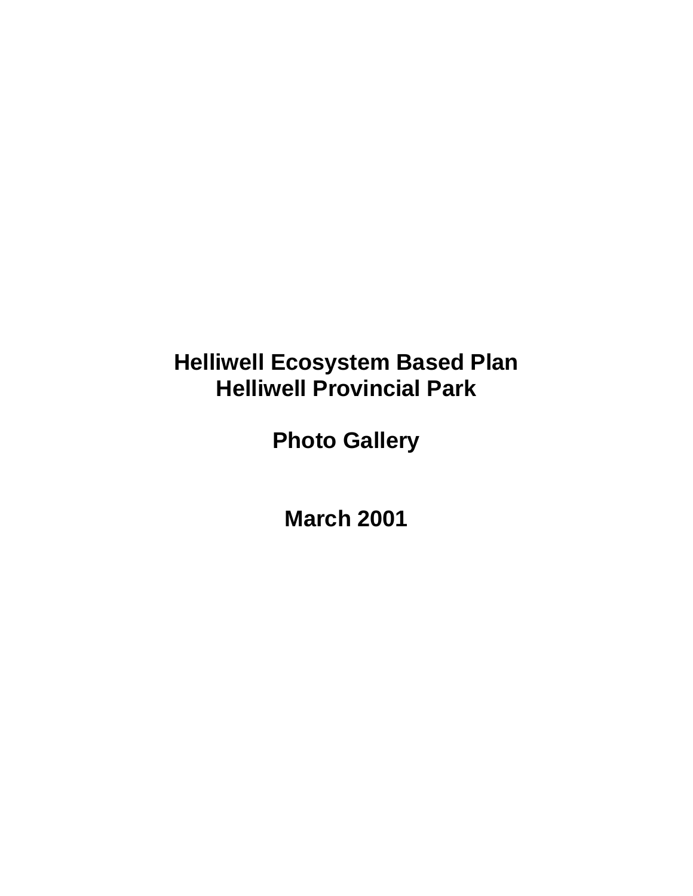# Helliwell Ecosystem Based Plan
# Helliwell Provincial Park

## Photo Gallery

**March 2001**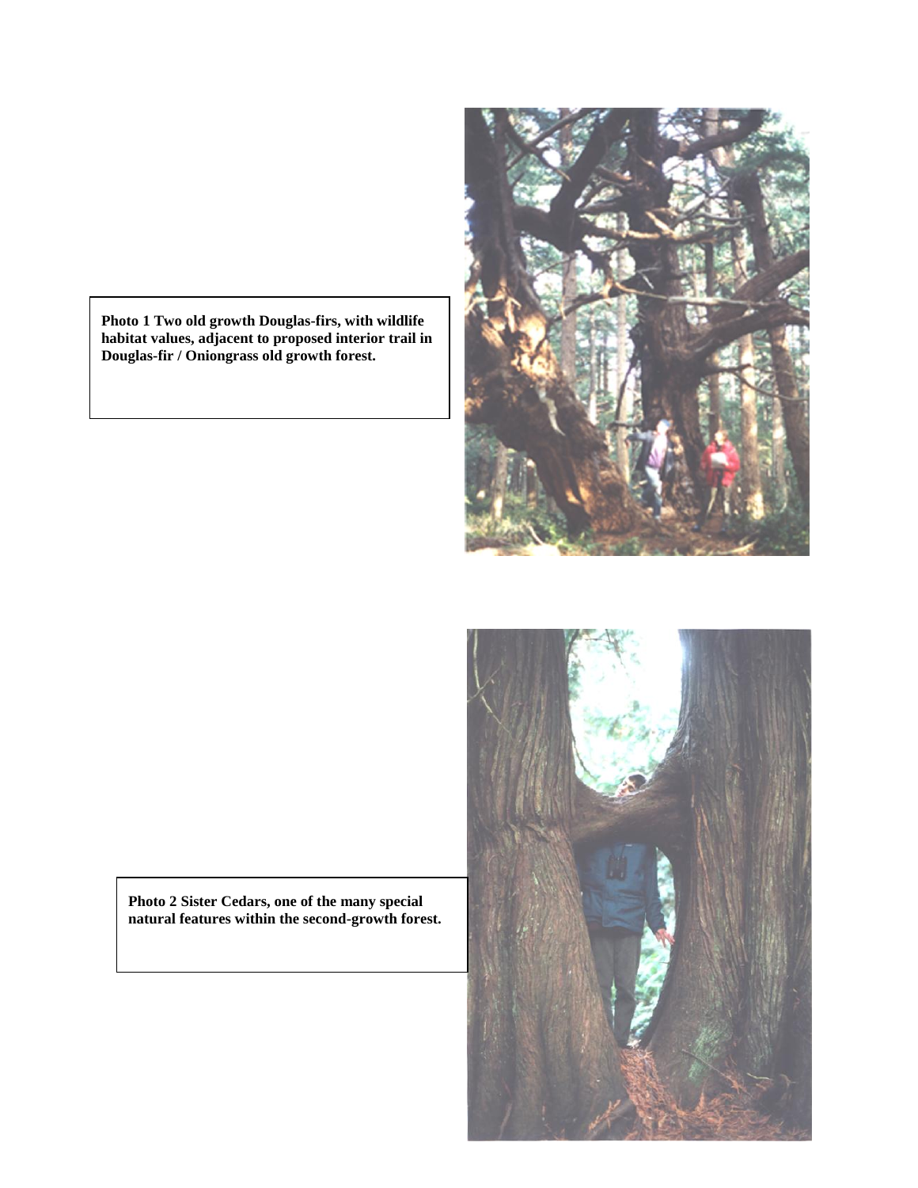**Photo 1 Two old growth Douglas-firs, with wildlife habitat values, adjacent to proposed interior trail in Douglas-fir / Oniongrass old growth forest.**

**Photo 2 Sister Cedars, one of the many special natural features within the second-growth forest.**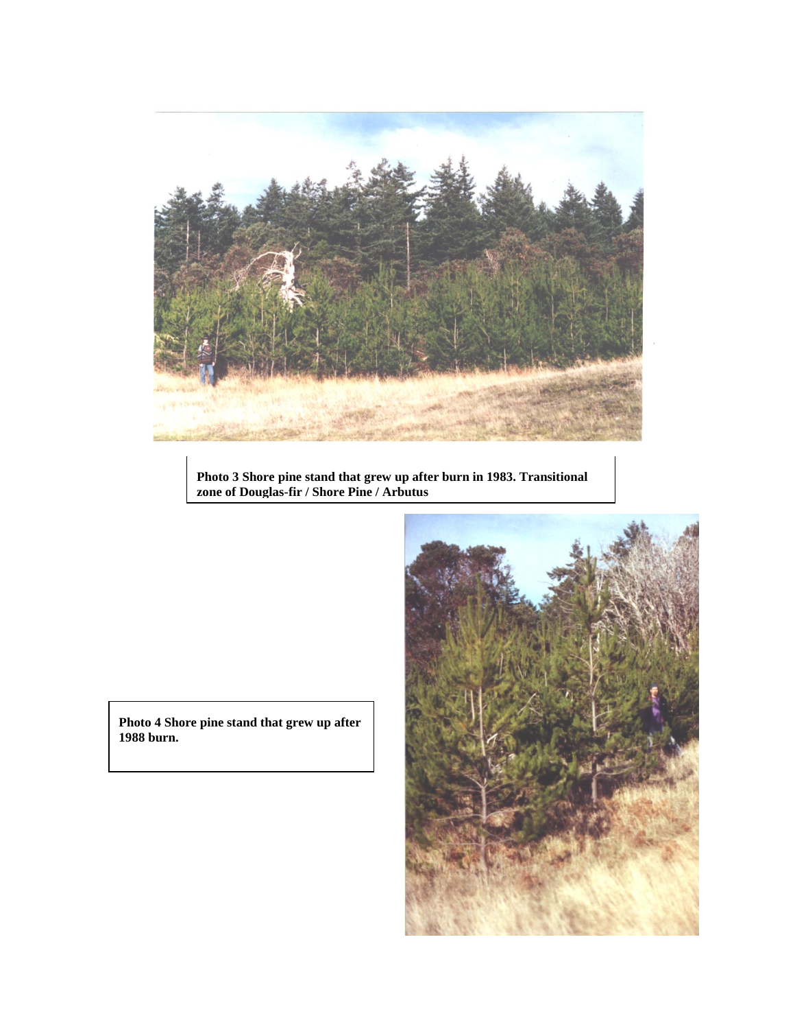**Photo 3 Shore pine stand that grew up after burn in 1983. Transitional zone of Douglas-fir / Shore Pine / Arbutus**

**Photo 4 Shore pine stand that grew up after 1988 burn.**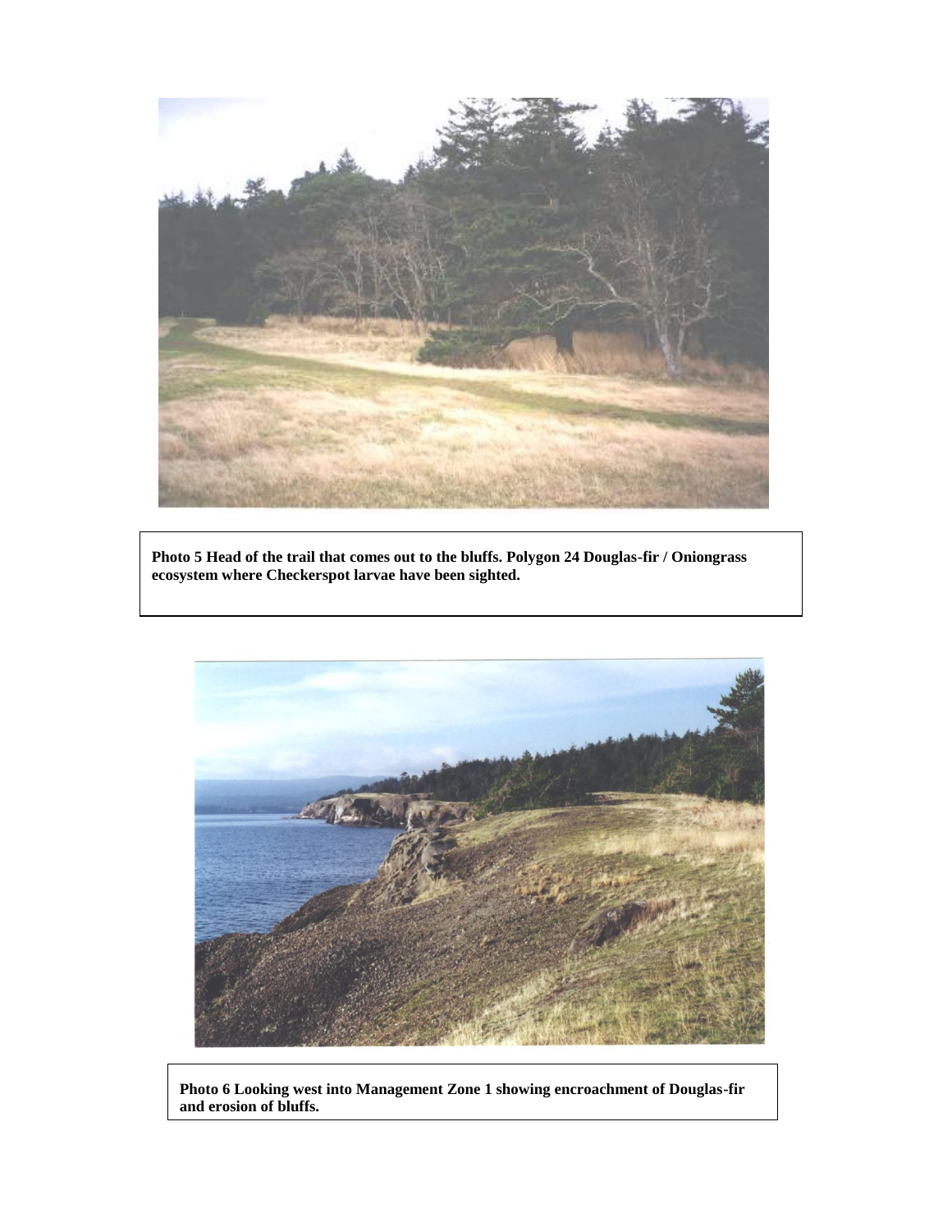**Photo 5 Head of the trail that comes out to the bluffs. Polygon 24 Douglas-fir / Oniongrass ecosystem where Checkerspot larvae have been sighted.**

**Photo 6 Looking west into Management Zone 1 showing encroachment of Douglas-fir and erosion of bluffs.**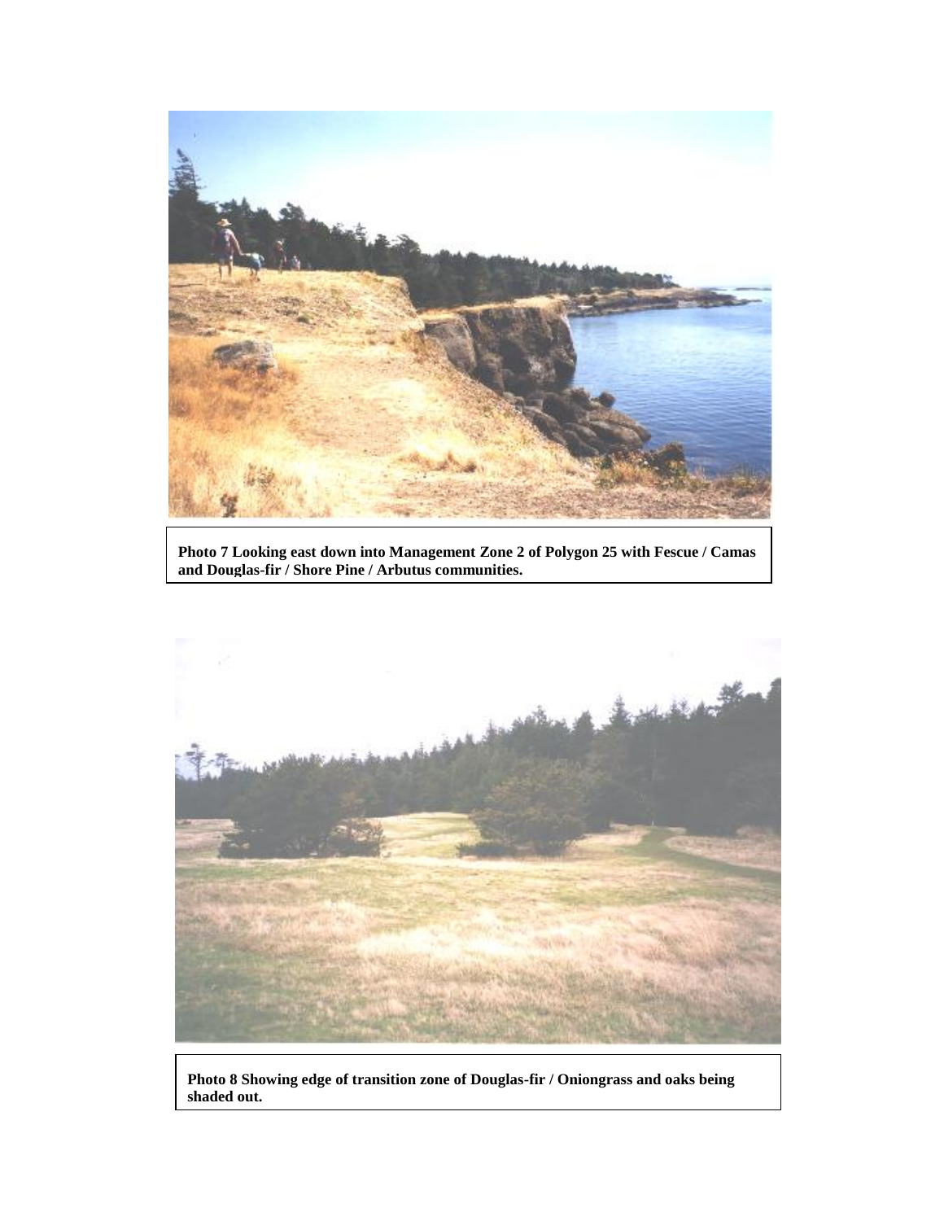**Photo 7 Looking east down into Management Zone 2 of Polygon 25 with Fescue / Camas and Douglas-fir / Shore Pine / Arbutus communities.**

**Photo 8 Showing edge of transition zone of Douglas-fir / Oniongrass and oaks being shaded out.**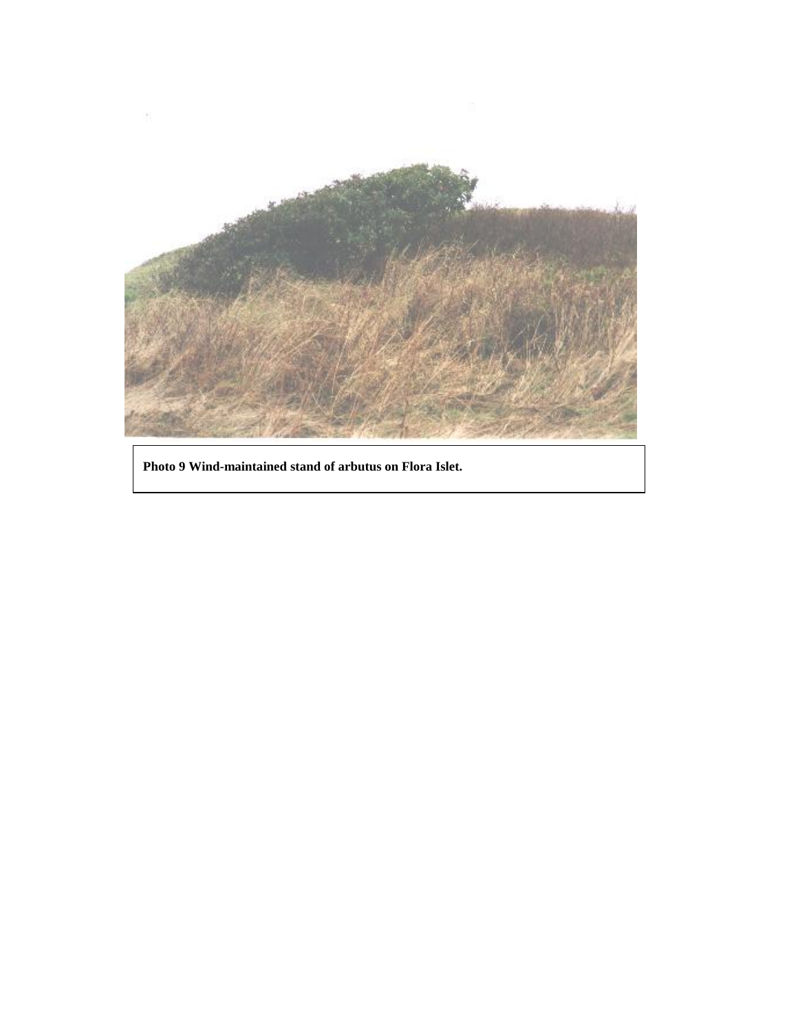**Photo 9 Wind-maintained stand of arbutus on Flora Islet.**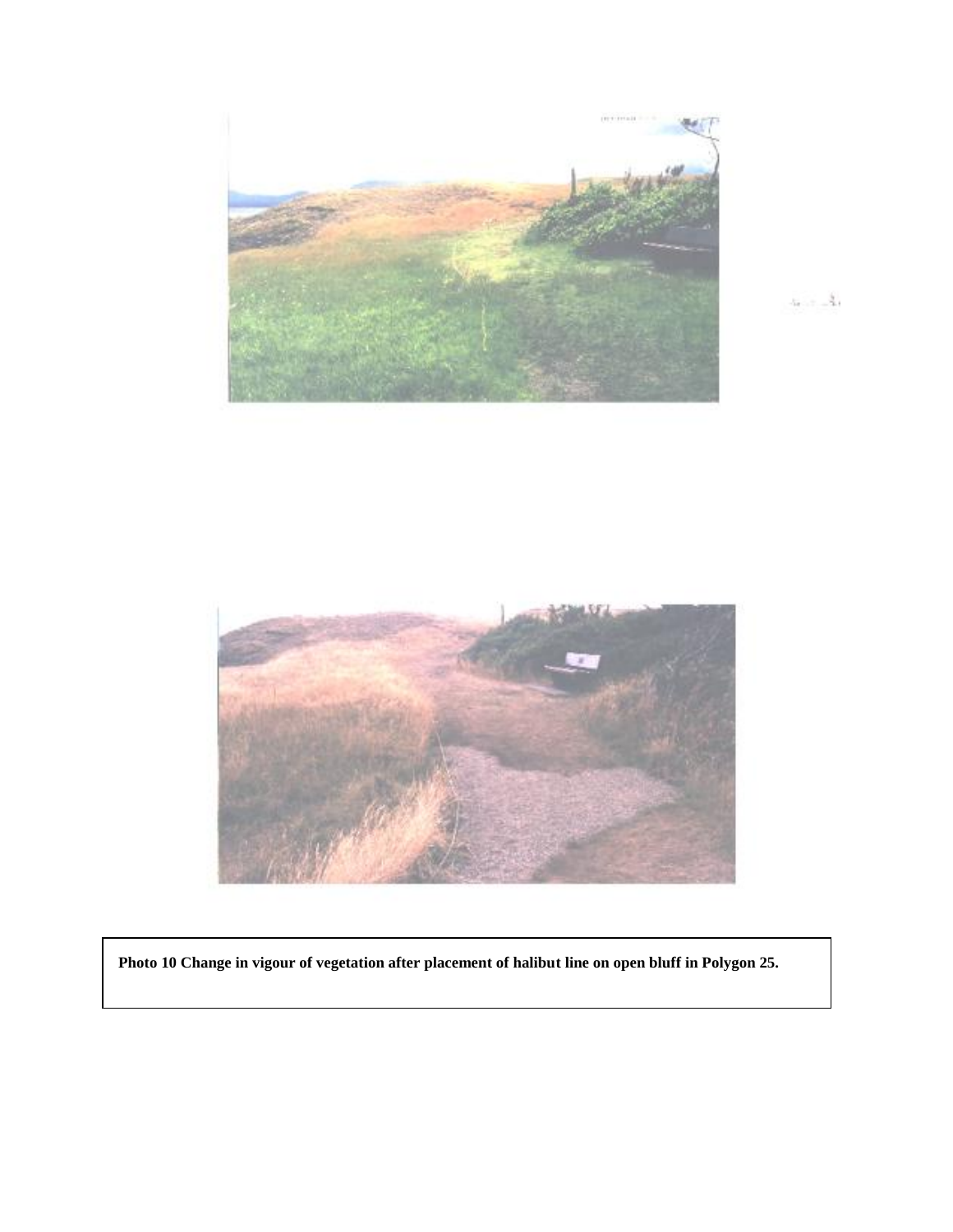**Photo 10 Change in vigour of vegetation after placement of halibut line on open bluff in Polygon 25.**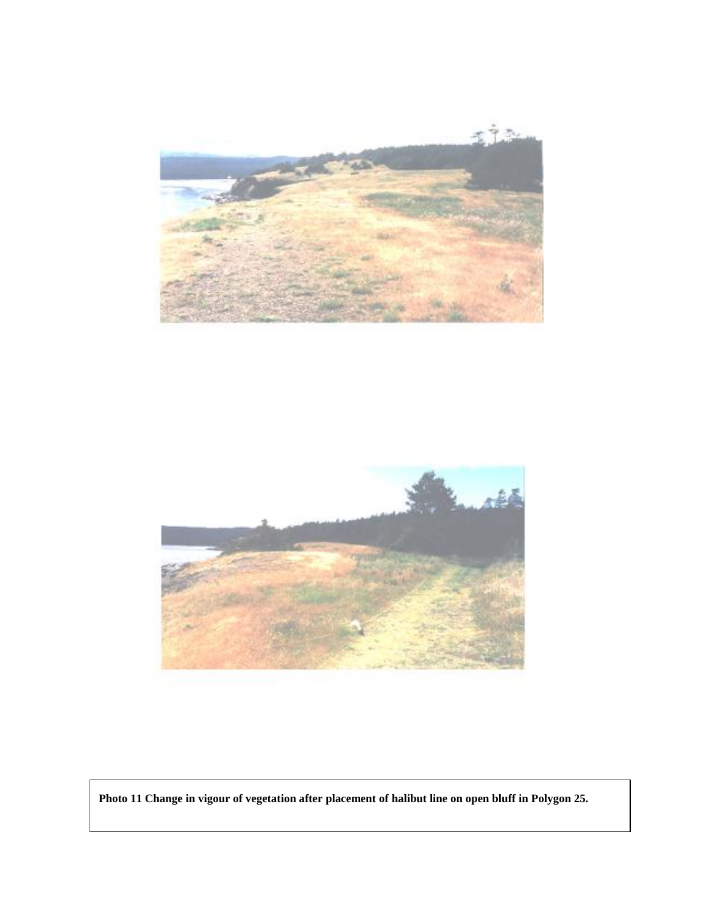**Photo 11 Change in vigour of vegetation after placement of halibut line on open bluff in Polygon 25.**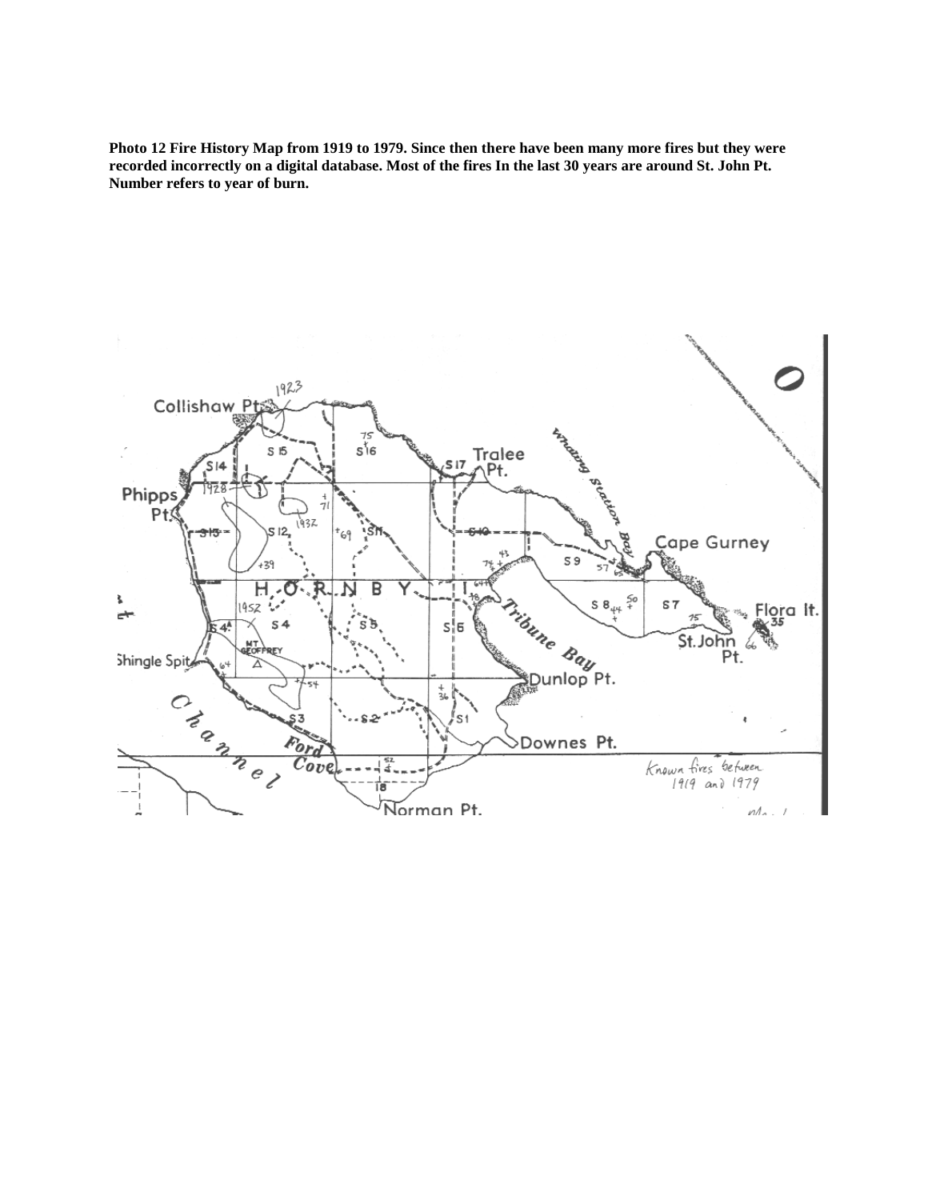**Photo 12 Fire History Map from 1919 to 1979. Since then there have been many more fires but they were recorded incorrectly on a digital database. Most of the fires In the last 30 years are around St. John Pt. Number refers to year of burn.**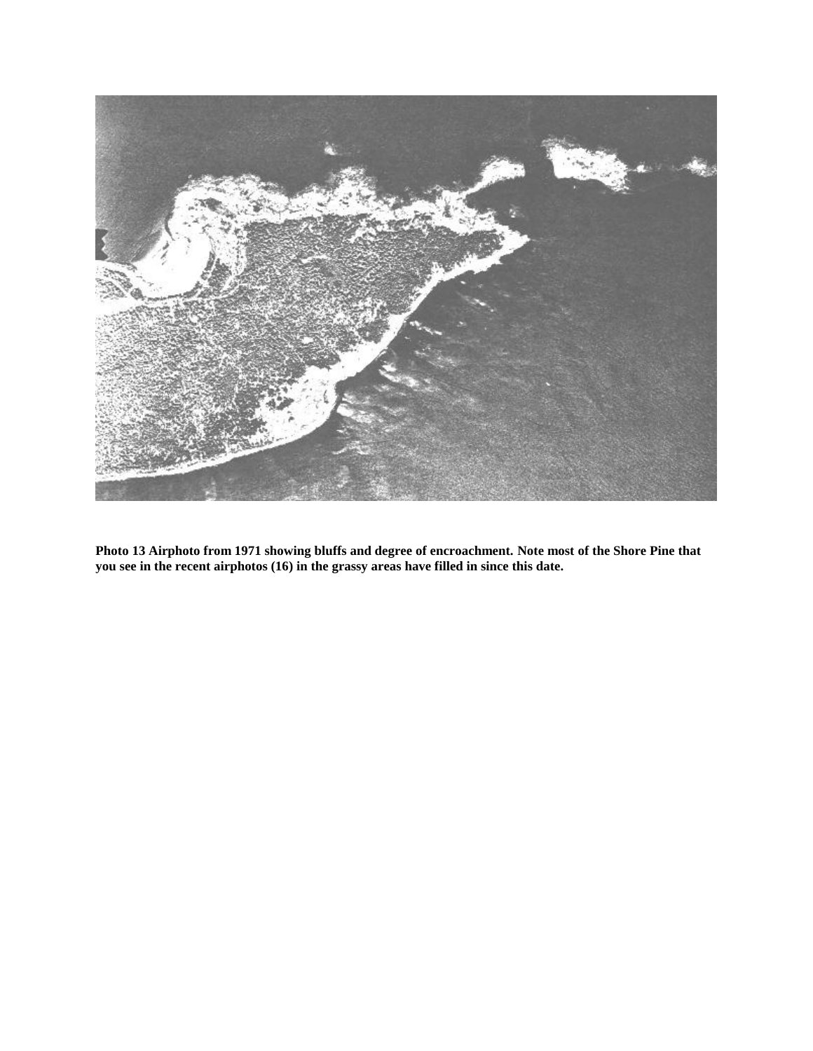**Photo 13 Airphoto from 1971 showing bluffs and degree of encroachment. Note most of the Shore Pine that you see in the recent airphotos (16) in the grassy areas have filled in since this date.**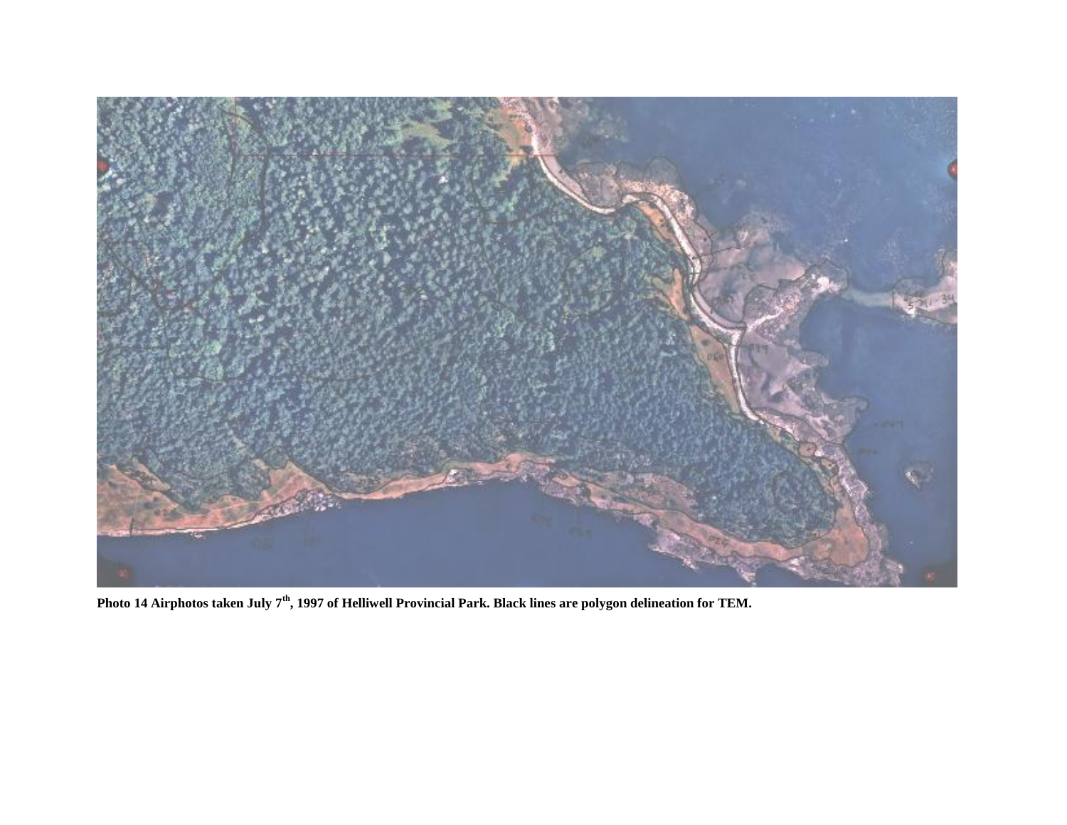**Photo 14 Airphotos taken July 7th, 1997 of Helliwell Provincial Park. Black lines are polygon delineation for TEM.**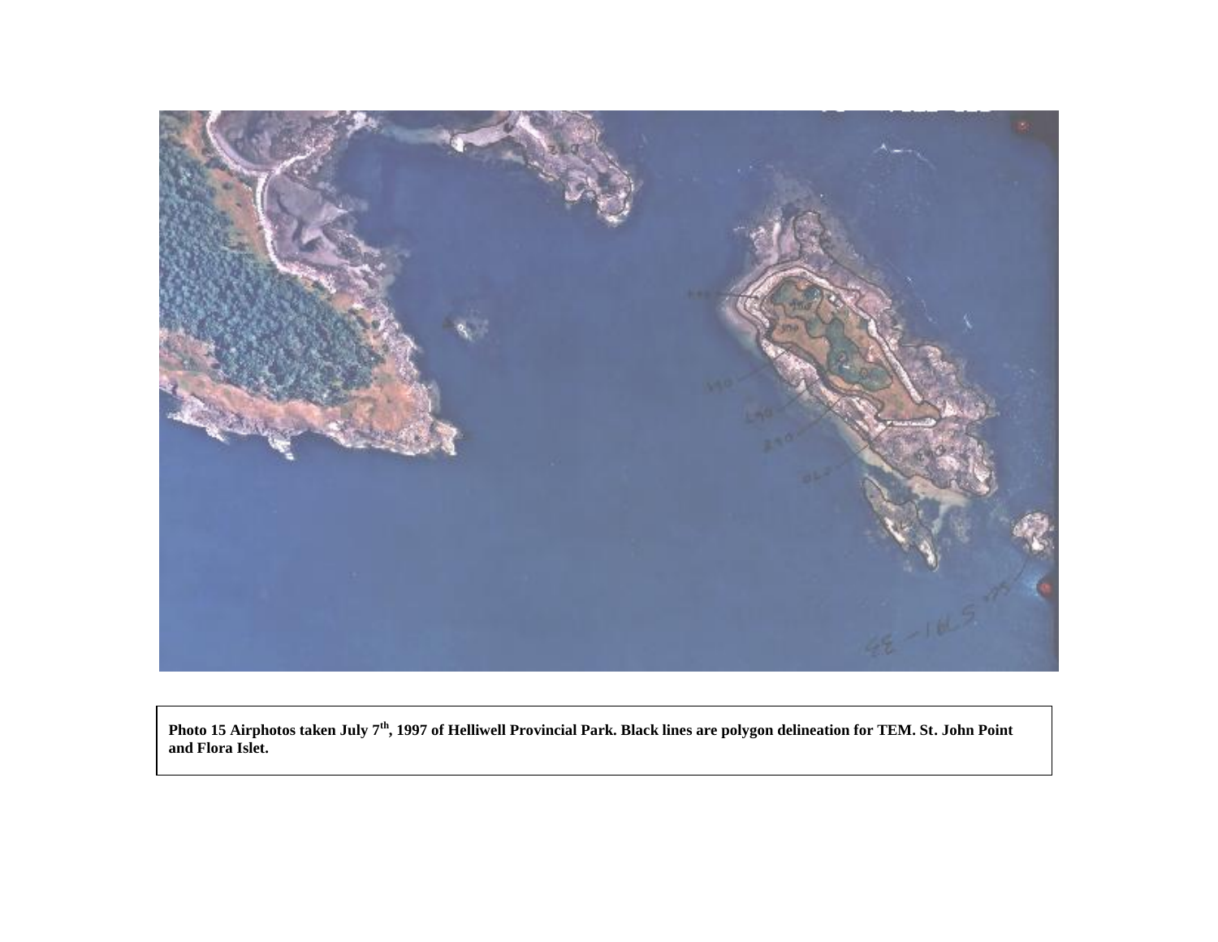**Photo 15 Airphotos taken July 7th, 1997 of Helliwell Provincial Park. Black lines are polygon delineation for TEM. St. John Point and Flora Islet.**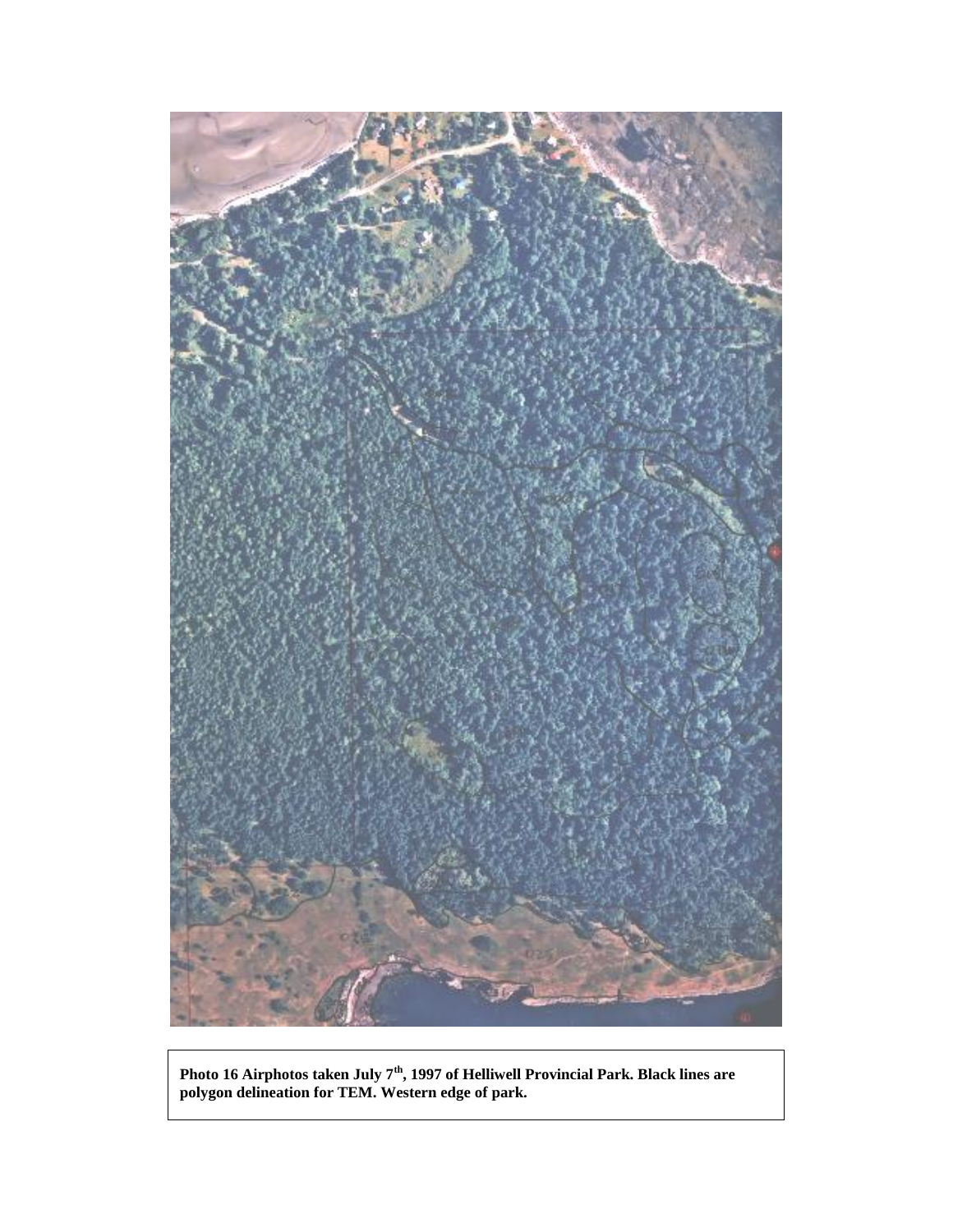**Photo 16 Airphotos taken July 7th, 1997 of Helliwell Provincial Park. Black lines are polygon delineation for TEM. Western edge of park.**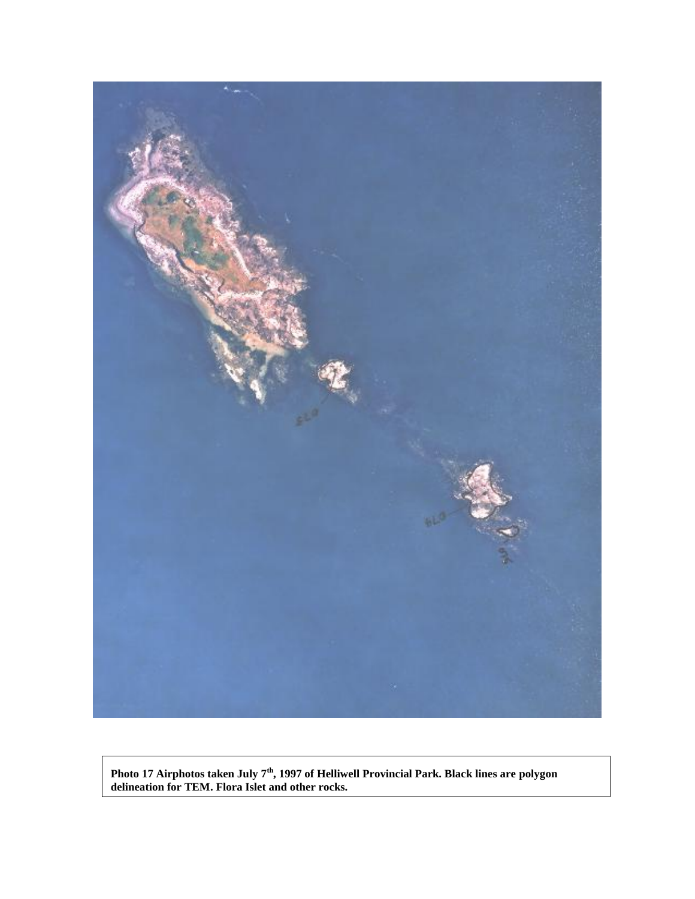Photo 17 Airphotos taken July 7th, 1997 of Helliwell Provincial Park. Black lines are polygon delineation for TEM. Flora Islet and other rocks.